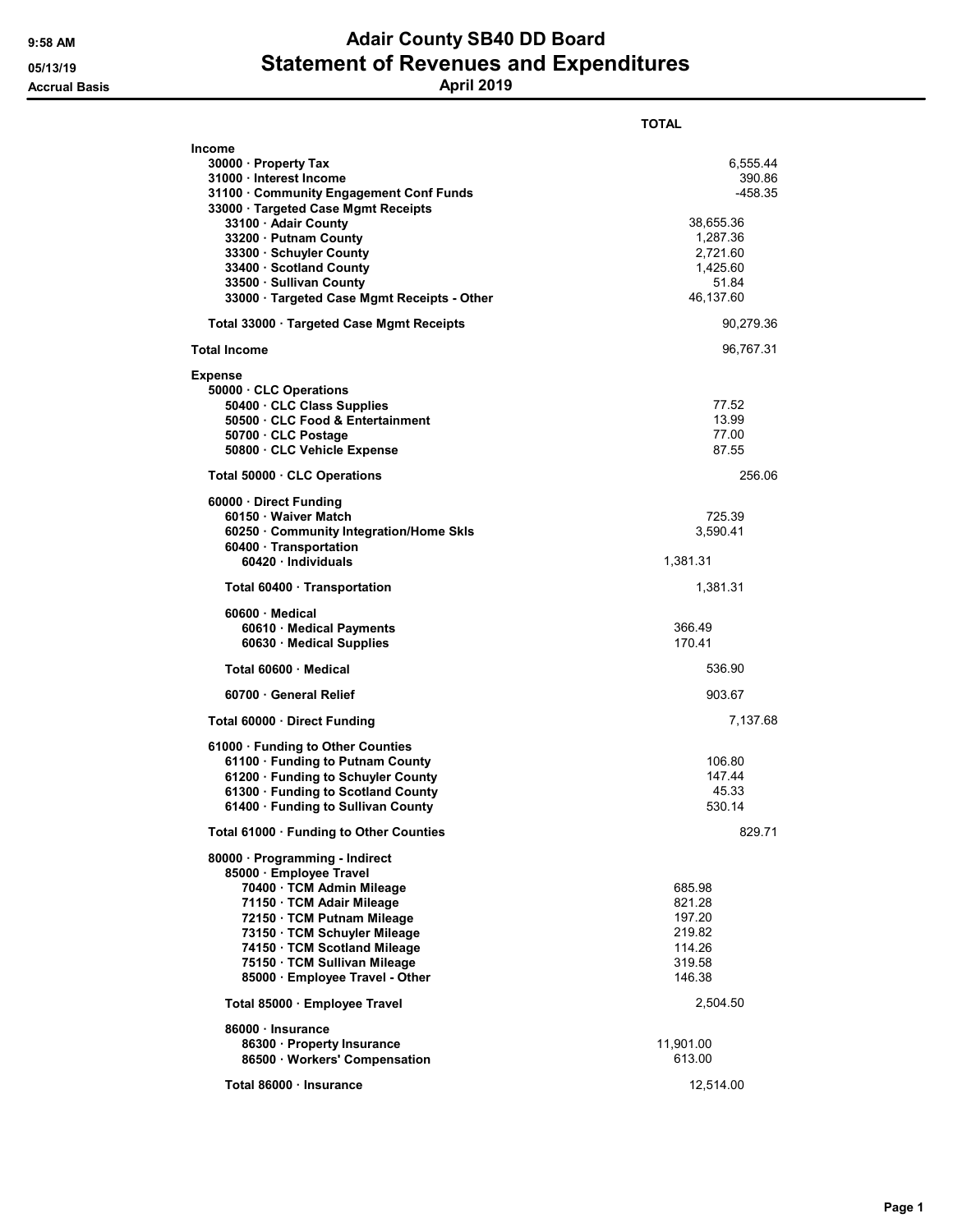# Adair County SB40 DD Board

## Statement of Revenues and Expenditures

### April 2019

9:58 AM
05/13/19
Accrual Basis

| | | TOTAL |
|---|---|---|
| **Income** | | |
| 30000 · Property Tax | | 6,555.44 |
| 31000 · Interest Income | | 390.86 |
| 31100 · Community Engagement Conf Funds | | -458.35 |
| 33000 · Targeted Case Mgmt Receipts | | |
| 33100 · Adair County | 38,655.36 | |
| 33200 · Putnam County | 1,287.36 | |
| 33300 · Schuyler County | 2,721.60 | |
| 33400 · Scotland County | 1,425.60 | |
| 33500 · Sullivan County | 51.84 | |
| 33000 · Targeted Case Mgmt Receipts - Other | 46,137.60 | |
| Total 33000 · Targeted Case Mgmt Receipts | | 90,279.36 |
| **Total Income** | | 96,767.31 |
| **Expense** | | |
| 50000 · CLC Operations | | |
| 50400 · CLC Class Supplies | | 77.52 |
| 50500 · CLC Food & Entertainment | | 13.99 |
| 50700 · CLC Postage | | 77.00 |
| 50800 · CLC Vehicle Expense | | 87.55 |
| Total 50000 · CLC Operations | | 256.06 |
| 60000 · Direct Funding | | |
| 60150 · Waiver Match | 725.39 | |
| 60250 · Community Integration/Home Skls | 3,590.41 | |
| 60400 · Transportation | | |
| 60420 · Individuals | 1,381.31 | |
| Total 60400 · Transportation | 1,381.31 | |
| 60600 · Medical | | |
| 60610 · Medical Payments | 366.49 | |
| 60630 · Medical Supplies | 170.41 | |
| Total 60600 · Medical | 536.90 | |
| 60700 · General Relief | 903.67 | |
| Total 60000 · Direct Funding | | 7,137.68 |
| 61000 · Funding to Other Counties | | |
| 61100 · Funding to Putnam County | | 106.80 |
| 61200 · Funding to Schuyler County | | 147.44 |
| 61300 · Funding to Scotland County | | 45.33 |
| 61400 · Funding to Sullivan County | | 530.14 |
| Total 61000 · Funding to Other Counties | | 829.71 |
| 80000 · Programming - Indirect | | |
| 85000 · Employee Travel | | |
| 70400 · TCM Admin Mileage | 685.98 | |
| 71150 · TCM Adair Mileage | 821.28 | |
| 72150 · TCM Putnam Mileage | 197.20 | |
| 73150 · TCM Schuyler Mileage | 219.82 | |
| 74150 · TCM Scotland Mileage | 114.26 | |
| 75150 · TCM Sullivan Mileage | 319.58 | |
| 85000 · Employee Travel - Other | 146.38 | |
| Total 85000 · Employee Travel | 2,504.50 | |
| 86000 · Insurance | | |
| 86300 · Property Insurance | 11,901.00 | |
| 86500 · Workers' Compensation | 613.00 | |
| Total 86000 · Insurance | 12,514.00 | |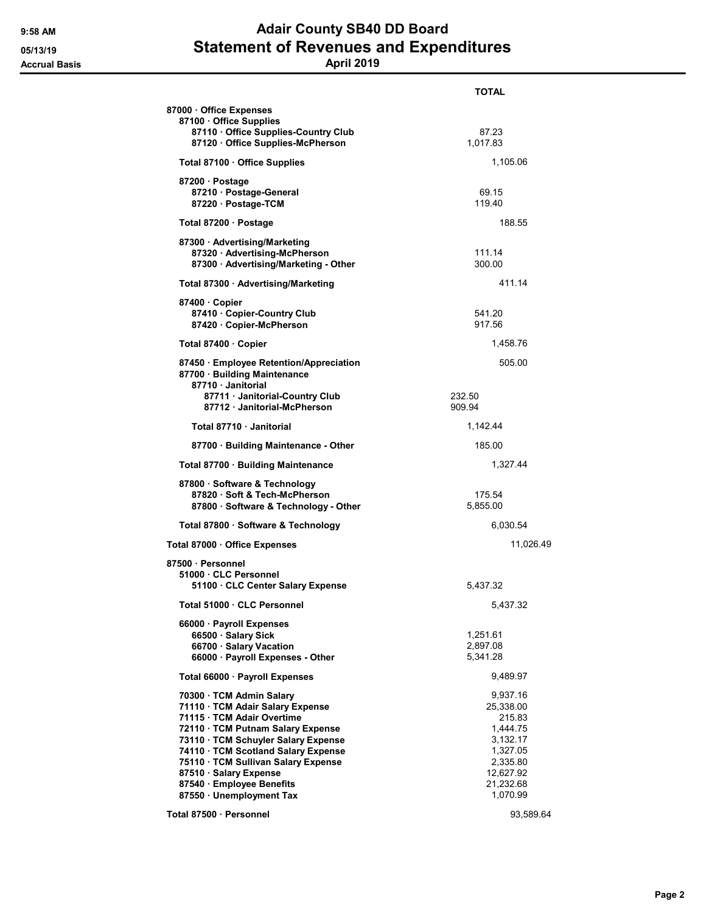# Adair County SB40 DD Board
## Statement of Revenues and Expenditures
### April 2019

Accrual Basis

| | TOTAL |
|---|---|
| **87000 · Office Expenses** | |
| **87100 · Office Supplies** | |
| **87110 · Office Supplies-Country Club** | 87.23 |
| **87120 · Office Supplies-McPherson** | 1,017.83 |
| **Total 87100 · Office Supplies** | 1,105.06 |
| **87200 · Postage** | |
| **87210 · Postage-General** | 69.15 |
| **87220 · Postage-TCM** | 119.40 |
| **Total 87200 · Postage** | 188.55 |
| **87300 · Advertising/Marketing** | |
| **87320 · Advertising-McPherson** | 111.14 |
| **87300 · Advertising/Marketing - Other** | 300.00 |
| **Total 87300 · Advertising/Marketing** | 411.14 |
| **87400 · Copier** | |
| **87410 · Copier-Country Club** | 541.20 |
| **87420 · Copier-McPherson** | 917.56 |
| **Total 87400 · Copier** | 1,458.76 |
| **87450 · Employee Retention/Appreciation** | 505.00 |
| **87700 · Building Maintenance** | |
| **87710 · Janitorial** | |
| **87711 · Janitorial-Country Club** | 232.50 |
| **87712 · Janitorial-McPherson** | 909.94 |
| **Total 87710 · Janitorial** | 1,142.44 |
| **87700 · Building Maintenance - Other** | 185.00 |
| **Total 87700 · Building Maintenance** | 1,327.44 |
| **87800 · Software & Technology** | |
| **87820 · Soft & Tech-McPherson** | 175.54 |
| **87800 · Software & Technology - Other** | 5,855.00 |
| **Total 87800 · Software & Technology** | 6,030.54 |
| **Total 87000 · Office Expenses** | 11,026.49 |
| **87500 · Personnel** | |
| **51000 · CLC Personnel** | |
| **51100 · CLC Center Salary Expense** | 5,437.32 |
| **Total 51000 · CLC Personnel** | 5,437.32 |
| **66000 · Payroll Expenses** | |
| **66500 · Salary Sick** | 1,251.61 |
| **66700 · Salary Vacation** | 2,897.08 |
| **66000 · Payroll Expenses - Other** | 5,341.28 |
| **Total 66000 · Payroll Expenses** | 9,489.97 |
| **70300 · TCM Admin Salary** | 9,937.16 |
| **71110 · TCM Adair Salary Expense** | 25,338.00 |
| **71115 · TCM Adair Overtime** | 215.83 |
| **72110 · TCM Putnam Salary Expense** | 1,444.75 |
| **73110 · TCM Schuyler Salary Expense** | 3,132.17 |
| **74110 · TCM Scotland Salary Expense** | 1,327.05 |
| **75110 · TCM Sullivan Salary Expense** | 2,335.80 |
| **87510 · Salary Expense** | 12,627.92 |
| **87540 · Employee Benefits** | 21,232.68 |
| **87550 · Unemployment Tax** | 1,070.99 |
| **Total 87500 · Personnel** | 93,589.64 |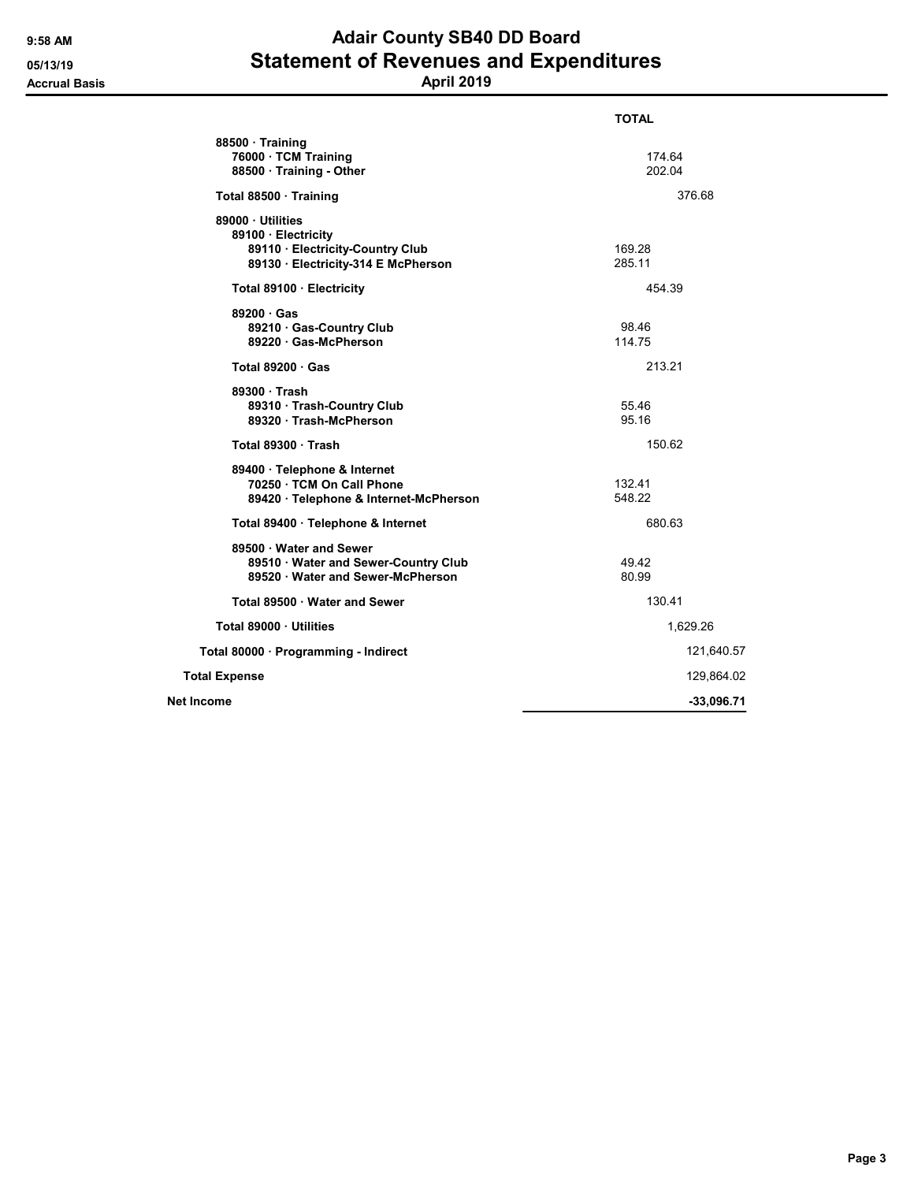# Adair County SB40 DD Board

## Statement of Revenues and Expenditures

### April 2019

9:58 AM
05/13/19
Accrual Basis

| | | TOTAL |
|---|---|---|
| 88500 · Training | | |
| 76000 · TCM Training | 174.64 | |
| 88500 · Training - Other | 202.04 | |
| Total 88500 · Training | | 376.68 |
| 89000 · Utilities | | |
| 89100 · Electricity | | |
| 89110 · Electricity-Country Club | 169.28 | |
| 89130 · Electricity-314 E McPherson | 285.11 | |
| Total 89100 · Electricity | | 454.39 |
| 89200 · Gas | | |
| 89210 · Gas-Country Club | 98.46 | |
| 89220 · Gas-McPherson | 114.75 | |
| Total 89200 · Gas | | 213.21 |
| 89300 · Trash | | |
| 89310 · Trash-Country Club | 55.46 | |
| 89320 · Trash-McPherson | 95.16 | |
| Total 89300 · Trash | | 150.62 |
| 89400 · Telephone & Internet | | |
| 70250 · TCM On Call Phone | 132.41 | |
| 89420 · Telephone & Internet-McPherson | 548.22 | |
| Total 89400 · Telephone & Internet | | 680.63 |
| 89500 · Water and Sewer | | |
| 89510 · Water and Sewer-Country Club | 49.42 | |
| 89520 · Water and Sewer-McPherson | 80.99 | |
| Total 89500 · Water and Sewer | | 130.41 |
| Total 89000 · Utilities | | 1,629.26 |
| Total 80000 · Programming - Indirect | | 121,640.57 |
| Total Expense | | 129,864.02 |
| Net Income | | -33,096.71 |